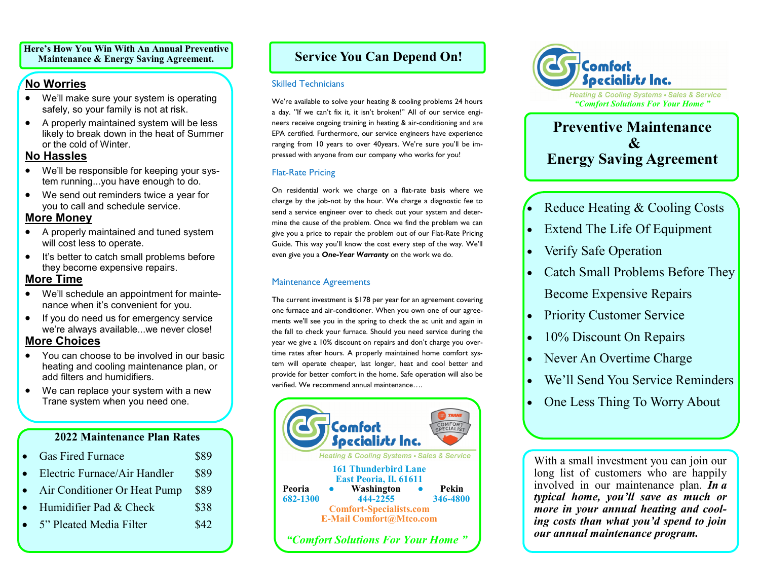**Here's How You Win With An Annual Preventive Maintenance & Energy Saving Agreement.**

## No Worries

- We'll make sure your system is operating safely, so your family is not at risk.
- A properly maintained system will be less likely to break down in the heat of Summer or the cold of Winter.

## No Hassles

- We'll be responsible for keeping your system running...you have enough to do.
- We send out reminders twice a year for you to call and schedule service.

## More Money

- A properly maintained and tuned system will cost less to operate.
- It's better to catch small problems before they become expensive repairs.

## More Time

- We'll schedule an appointment for maintenance when it's convenient for you.
- If you do need us for emergency service we're always available...we never close!

## More Choices

- You can choose to be involved in our basic heating and cooling maintenance plan, or add filters and humidifiers.
- We can replace your system with a new Trane system when you need one.

## 2022 Maintenance Plan Rates

| Item | Rate |
|---|---|
| Gas Fired Furnace | $89 |
| Electric Furnace/Air Handler | $89 |
| Air Conditioner Or Heat Pump | $89 |
| Humidifier Pad & Check | $38 |
| 5" Pleated Media Filter | $42 |

# Service You Can Depend On!

### Skilled Technicians

We're available to solve your heating & cooling problems 24 hours a day. "If we can't fix it, it isn't broken!" All of our service engineers receive ongoing training in heating & air-conditioning and are EPA certified. Furthermore, our service engineers have experience ranging from 10 years to over 40years. We're sure you'll be impressed with anyone from our company who works for you!

### Flat-Rate Pricing

On residential work we charge on a flat-rate basis where we charge by the job-not by the hour. We charge a diagnostic fee to send a service engineer over to check out your system and determine the cause of the problem. Once we find the problem we can give you a price to repair the problem out of our Flat-Rate Pricing Guide. This way you'll know the cost every step of the way. We'll even give you a ***One-Year Warranty*** on the work we do.

### Maintenance Agreements

The current investment is $178 per year for an agreement covering one furnace and air-conditioner. When you own one of our agreements we'll see you in the spring to check the ac unit and again in the fall to check your furnace. Should you need service during the year we give a 10% discount on repairs and don't charge you overtime rates after hours. A properly maintained home comfort system will operate cheaper, last longer, heat and cool better and provide for better comfort in the home. Safe operation will also be verified. We recommend annual maintenance….

**Comfort Specialists Inc.**
Heating & Cooling Systems • Sales & Service
TRANE COMFORT SPECIALIST

**161 Thunderbird Lane**
**East Peoria, Il. 61611**

| Peoria | Washington | Pekin |
|---|---|---|
| 682-1300 | 444-2255 | 346-4800 |

**Comfort-Specialists.com**
**E-Mail Comfort@Mtco.com**

***"Comfort Solutions For Your Home "***

**Comfort Specialists Inc.**
Heating & Cooling Systems • Sales & Service
*"Comfort Solutions For Your Home "*

# Preventive Maintenance & Energy Saving Agreement

- Reduce Heating & Cooling Costs
- Extend The Life Of Equipment
- Verify Safe Operation
- Catch Small Problems Before They Become Expensive Repairs
- Priority Customer Service
- 10% Discount On Repairs
- Never An Overtime Charge
- We'll Send You Service Reminders
- One Less Thing To Worry About

With a small investment you can join our long list of customers who are happily involved in our maintenance plan. ***In a typical home, you'll save as much or more in your annual heating and cooling costs than what you'd spend to join our annual maintenance program.***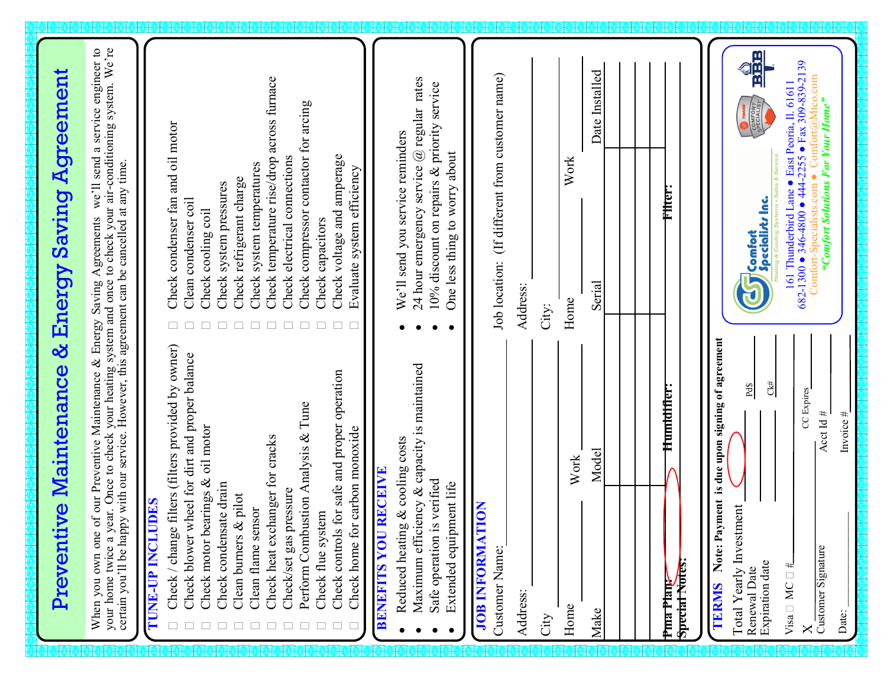# Preventive Maintenance & Energy Saving Agreement

When you own one of our Preventive Maintenance & Energy Saving Agreements we'll send a service engineer to your home twice a year. Once to check your heating system and once to check your air-conditioning system. We're certain you'll be happy with our service. However, this agreement can be cancelled at any time.

## TUNE-UP INCLUDES

- ☐ Check / change filters (filters provided by owner)
- ☐ Check blower wheel for dirt and proper balance
- ☐ Check motor bearings & oil motor
- ☐ Check condensate drain
- ☐ Clean burners & pilot
- ☐ Clean flame sensor
- ☐ Check heat exchanger for cracks
- ☐ Check/set gas pressure
- ☐ Perform Combustion Analysis & Tune
- ☐ Check flue system
- ☐ Check controls for safe and proper operation
- ☐ Check home for carbon monoxide
- ☐ Check condenser fan and oil motor
- ☐ Clean condenser coil
- ☐ Check cooling coil
- ☐ Check system pressures
- ☐ Check refrigerant charge
- ☐ Check system temperatures
- ☐ Check temperature rise/drop across furnace
- ☐ Check electrical connections
- ☐ Check compressor contactor for arcing
- ☐ Check capacitors
- ☐ Check voltage and amperage
- ☐ Evaluate system efficiency

## BENEFITS YOU RECEIVE

- Reduced heating & cooling costs
- Maximum efficiency & capacity is maintained
- Safe operation is verified
- Extended equipment life
- We'll send you service reminders
- 24 hour emergency service @ regular rates
- 10% discount on repairs & priority service
- One less thing to worry about

## JOB INFORMATION

Customer Name: ______________________ Job location: (If different from customer name)

Address: ______________________ Address: ______________________

City ______________________ City: ______________________

Home ____________ Work ____________ Home ____________ Work ____________

| Make | Model | Serial | Date Installed |
|---|---|---|---|
| | | | |
| | | | |
| | | | |

Pma Plan: ______ Humidifier: ______ Filter: ______

Special Notes: ______________________

## TERMS

**Note: Payment is due upon signing of agreement**

Total Yearly Investment ____________ Pd$ ____________

Renewal Date ____________

Expiration date ____________ Ck# ____________

Visa ☐ MC ☐ # ______________________ CC Expires ____________

X ______________________ Acct Id # ____________

Customer Signature

Date: ____________ Invoice # ____________

**Comfort Specialists Inc.**
Heating & Cooling Systems • Sales & Service

161 Thunderbird Lane • East Peoria, Il. 61611
682-1300 • 346-4800 • 444-2255 • Fax 309-839-2139
Comfort-Specialists.com • Comfort@Mtco.com
*"Comfort Solutions For Your Home"*